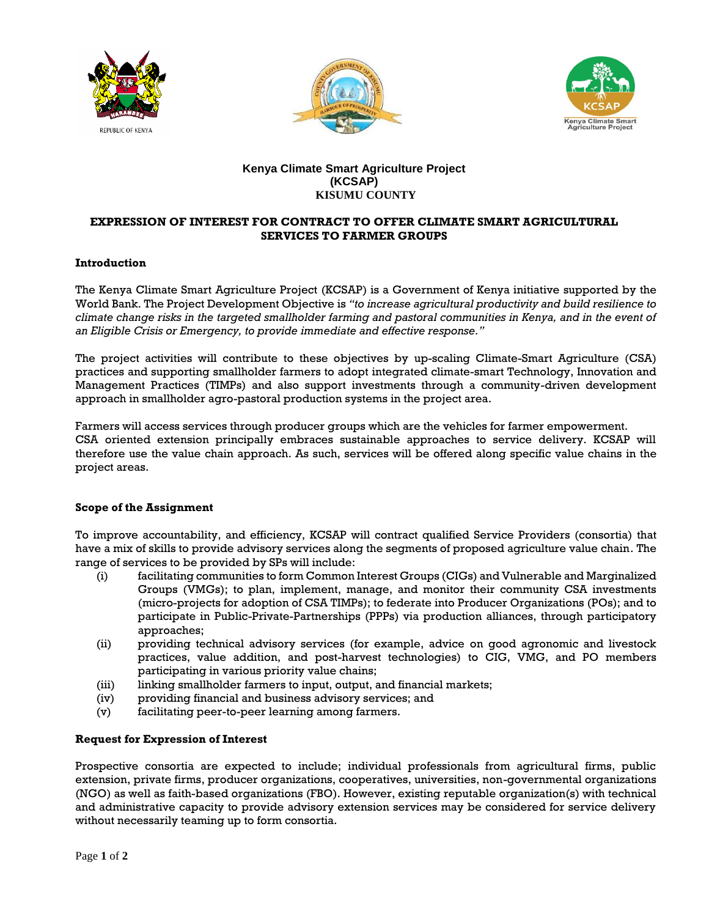**Kenya Climate Smart Agriculture Project**
**(KCSAP)**
**KISUMU COUNTY**

# EXPRESSION OF INTEREST FOR CONTRACT TO OFFER CLIMATE SMART AGRICULTURAL SERVICES TO FARMER GROUPS

## Introduction

The Kenya Climate Smart Agriculture Project (KCSAP) is a Government of Kenya initiative supported by the World Bank. The Project Development Objective is *"to increase agricultural productivity and build resilience to climate change risks in the targeted smallholder farming and pastoral communities in Kenya, and in the event of an Eligible Crisis or Emergency, to provide immediate and effective response."*

The project activities will contribute to these objectives by up-scaling Climate-Smart Agriculture (CSA) practices and supporting smallholder farmers to adopt integrated climate-smart Technology, Innovation and Management Practices (TIMPs) and also support investments through a community-driven development approach in smallholder agro-pastoral production systems in the project area.

Farmers will access services through producer groups which are the vehicles for farmer empowerment.
CSA oriented extension principally embraces sustainable approaches to service delivery. KCSAP will therefore use the value chain approach. As such, services will be offered along specific value chains in the project areas.

## Scope of the Assignment

To improve accountability, and efficiency, KCSAP will contract qualified Service Providers (consortia) that have a mix of skills to provide advisory services along the segments of proposed agriculture value chain. The range of services to be provided by SPs will include:

(i) facilitating communities to form Common Interest Groups (CIGs) and Vulnerable and Marginalized Groups (VMGs); to plan, implement, manage, and monitor their community CSA investments (micro-projects for adoption of CSA TIMPs); to federate into Producer Organizations (POs); and to participate in Public-Private-Partnerships (PPPs) via production alliances, through participatory approaches;

(ii) providing technical advisory services (for example, advice on good agronomic and livestock practices, value addition, and post-harvest technologies) to CIG, VMG, and PO members participating in various priority value chains;

(iii) linking smallholder farmers to input, output, and financial markets;

(iv) providing financial and business advisory services; and

(v) facilitating peer-to-peer learning among farmers.

## Request for Expression of Interest

Prospective consortia are expected to include; individual professionals from agricultural firms, public extension, private firms, producer organizations, cooperatives, universities, non-governmental organizations (NGO) as well as faith-based organizations (FBO). However, existing reputable organization(s) with technical and administrative capacity to provide advisory extension services may be considered for service delivery without necessarily teaming up to form consortia.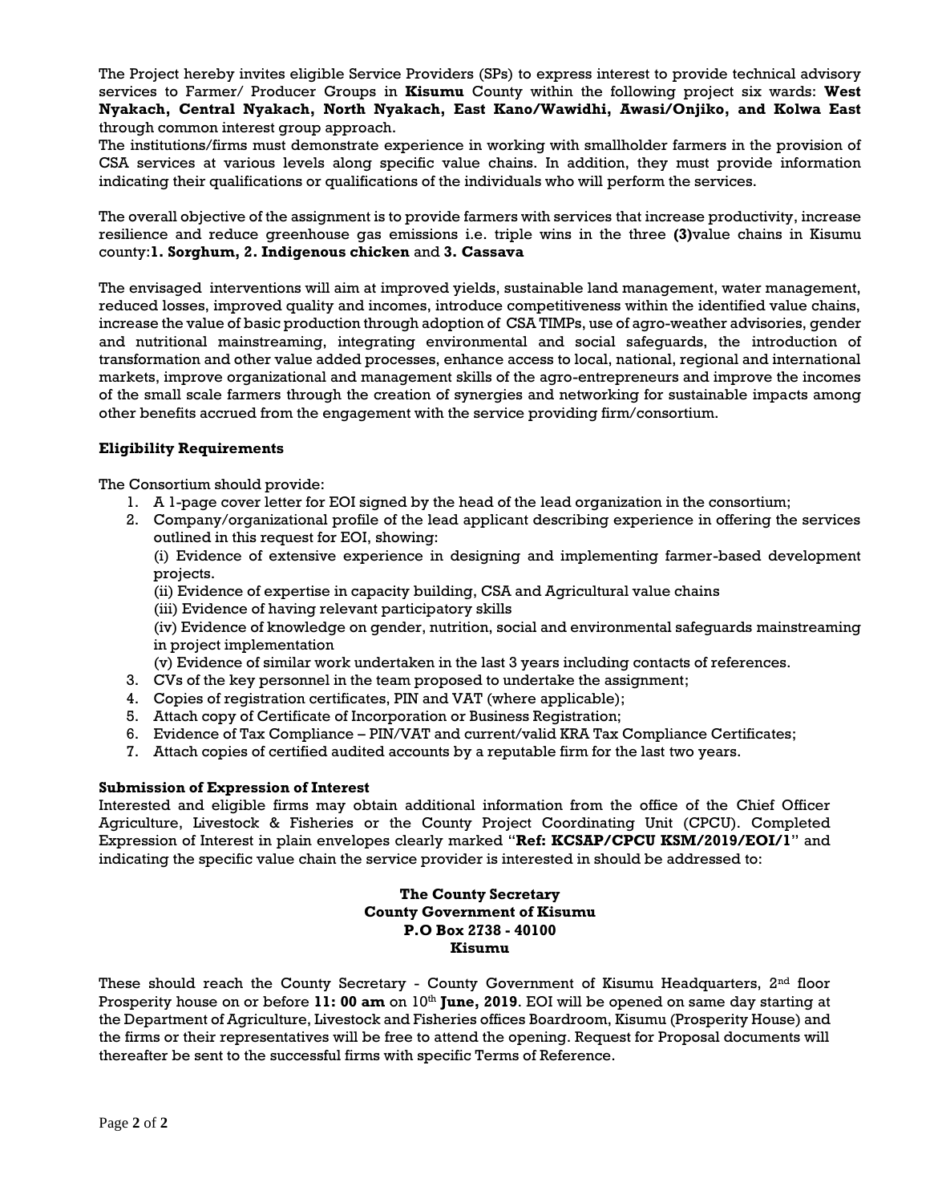The Project hereby invites eligible Service Providers (SPs) to express interest to provide technical advisory services to Farmer/ Producer Groups in **Kisumu** County within the following project six wards: **West Nyakach, Central Nyakach, North Nyakach, East Kano/Wawidhi, Awasi/Onjiko, and Kolwa East** through common interest group approach.

The institutions/firms must demonstrate experience in working with smallholder farmers in the provision of CSA services at various levels along specific value chains. In addition, they must provide information indicating their qualifications or qualifications of the individuals who will perform the services.

The overall objective of the assignment is to provide farmers with services that increase productivity, increase resilience and reduce greenhouse gas emissions i.e. triple wins in the three **(3)**value chains in Kisumu county:**1. Sorghum, 2. Indigenous chicken** and **3. Cassava**

The envisaged interventions will aim at improved yields, sustainable land management, water management, reduced losses, improved quality and incomes, introduce competitiveness within the identified value chains, increase the value of basic production through adoption of CSA TIMPs, use of agro-weather advisories, gender and nutritional mainstreaming, integrating environmental and social safeguards, the introduction of transformation and other value added processes, enhance access to local, national, regional and international markets, improve organizational and management skills of the agro-entrepreneurs and improve the incomes of the small scale farmers through the creation of synergies and networking for sustainable impacts among other benefits accrued from the engagement with the service providing firm/consortium.

**Eligibility Requirements**

The Consortium should provide:

1. A 1-page cover letter for EOI signed by the head of the lead organization in the consortium;
2. Company/organizational profile of the lead applicant describing experience in offering the services outlined in this request for EOI, showing:

   (i) Evidence of extensive experience in designing and implementing farmer-based development projects.

   (ii) Evidence of expertise in capacity building, CSA and Agricultural value chains

   (iii) Evidence of having relevant participatory skills

   (iv) Evidence of knowledge on gender, nutrition, social and environmental safeguards mainstreaming in project implementation

   (v) Evidence of similar work undertaken in the last 3 years including contacts of references.
3. CVs of the key personnel in the team proposed to undertake the assignment;
4. Copies of registration certificates, PIN and VAT (where applicable);
5. Attach copy of Certificate of Incorporation or Business Registration;
6. Evidence of Tax Compliance – PIN/VAT and current/valid KRA Tax Compliance Certificates;
7. Attach copies of certified audited accounts by a reputable firm for the last two years.

**Submission of Expression of Interest**

Interested and eligible firms may obtain additional information from the office of the Chief Officer Agriculture, Livestock & Fisheries or the County Project Coordinating Unit (CPCU). Completed Expression of Interest in plain envelopes clearly marked "**Ref: KCSAP/CPCU KSM/2019/EOI/1**" and indicating the specific value chain the service provider is interested in should be addressed to:

**The County Secretary**
**County Government of Kisumu**
**P.O Box 2738 - 40100**
**Kisumu**

These should reach the County Secretary - County Government of Kisumu Headquarters, 2nd floor Prosperity house on or before **11: 00 am** on 10th **June, 2019**. EOI will be opened on same day starting at the Department of Agriculture, Livestock and Fisheries offices Boardroom, Kisumu (Prosperity House) and the firms or their representatives will be free to attend the opening. Request for Proposal documents will thereafter be sent to the successful firms with specific Terms of Reference.